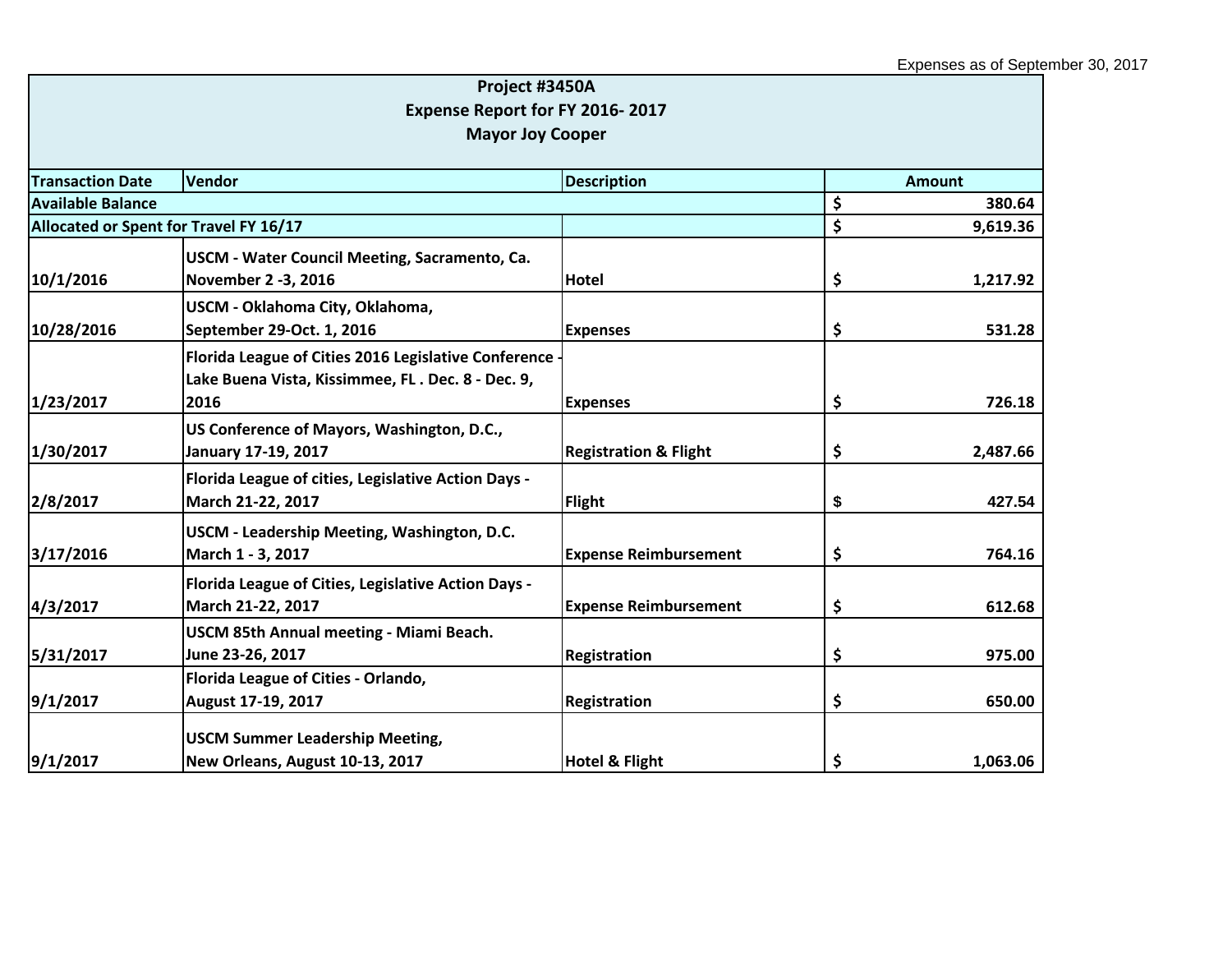Expenses as of September 30, 2017

| Project #3450A<br>Expense Report for FY 2016- 2017<br>Mayor Joy Cooper | | | |
|---|---|---|---|
| **Transaction Date** | **Vendor** | **Description** | **Amount** |
| **Available Balance** | | | **$ 380.64** |
| **Allocated or Spent for Travel FY 16/17** | | | **$ 9,619.36** |
| **10/1/2016** | **USCM - Water Council Meeting, Sacramento, Ca. November 2 -3, 2016** | **Hotel** | **$ 1,217.92** |
| **10/28/2016** | **USCM - Oklahoma City, Oklahoma, September 29-Oct. 1, 2016** | **Expenses** | **$ 531.28** |
| **1/23/2017** | **Florida League of Cities 2016 Legislative Conference - Lake Buena Vista, Kissimmee, FL . Dec. 8 - Dec. 9, 2016** | **Expenses** | **$ 726.18** |
| **1/30/2017** | **US Conference of Mayors, Washington, D.C., January 17-19, 2017** | **Registration & Flight** | **$ 2,487.66** |
| **2/8/2017** | **Florida League of cities, Legislative Action Days - March 21-22, 2017** | **Flight** | **$ 427.54** |
| **3/17/2016** | **USCM - Leadership Meeting, Washington, D.C. March 1 - 3, 2017** | **Expense Reimbursement** | **$ 764.16** |
| **4/3/2017** | **Florida League of Cities, Legislative Action Days - March 21-22, 2017** | **Expense Reimbursement** | **$ 612.68** |
| **5/31/2017** | **USCM 85th Annual meeting - Miami Beach. June 23-26, 2017** | **Registration** | **$ 975.00** |
| **9/1/2017** | **Florida League of Cities - Orlando, August 17-19, 2017** | **Registration** | **$ 650.00** |
| **9/1/2017** | **USCM Summer Leadership Meeting, New Orleans, August 10-13, 2017** | **Hotel & Flight** | **$ 1,063.06** |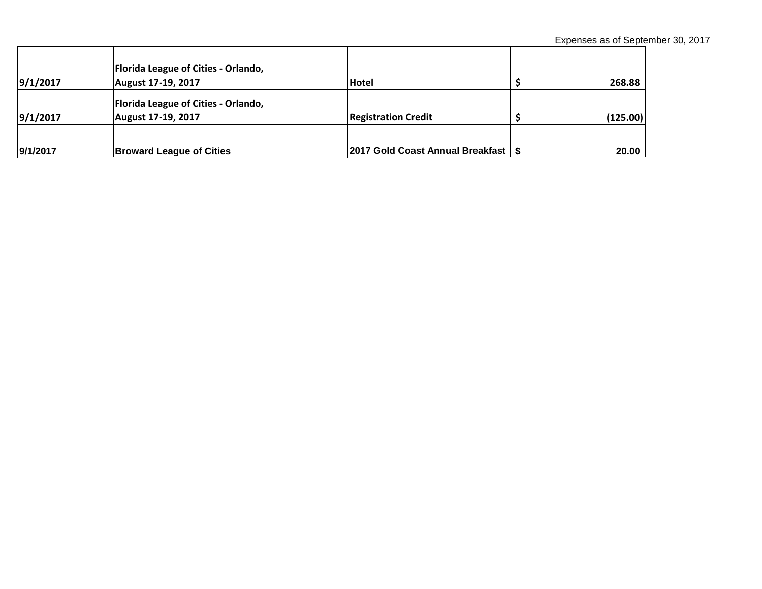Expenses as of September 30, 2017

| | | | |
|---|---|---|---|
| **9/1/2017** | **Florida League of Cities - Orlando, August 17-19, 2017** | **Hotel** | **$ 268.88** |
| **9/1/2017** | **Florida League of Cities - Orlando, August 17-19, 2017** | **Registration Credit** | **$ (125.00)** |
| **9/1/2017** | **Broward League of Cities** | **2017 Gold Coast Annual Breakfast** | **$ 20.00** |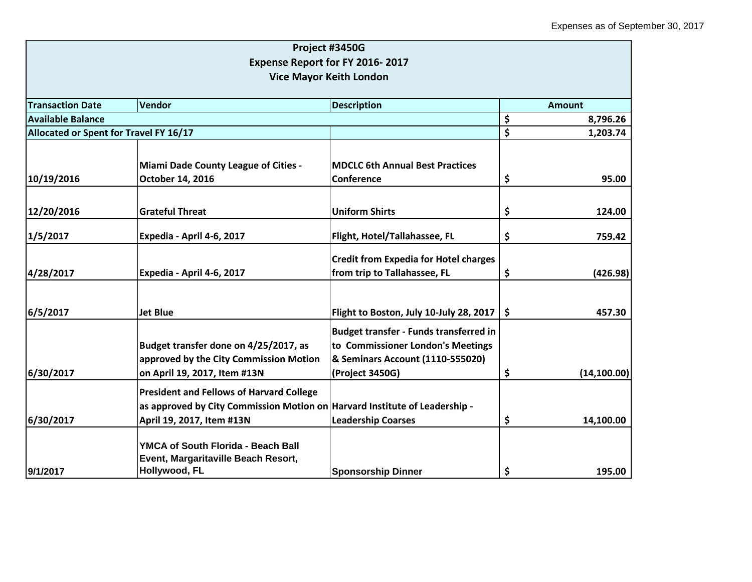Expenses as of September 30, 2017

| Project #3450G<br>Expense Report for FY 2016- 2017<br>Vice Mayor Keith London | | | |
|---|---|---|---|
| **Transaction Date** | **Vendor** | **Description** | **Amount** |
| **Available Balance** | | | **$ 8,796.26** |
| **Allocated or Spent for Travel FY 16/17** | | | **$ 1,203.74** |
| 10/19/2016 | Miami Dade County League of Cities - October 14, 2016 | MDCLC 6th Annual Best Practices Conference | $ 95.00 |
| 12/20/2016 | Grateful Threat | Uniform Shirts | $ 124.00 |
| 1/5/2017 | Expedia - April 4-6, 2017 | Flight, Hotel/Tallahassee, FL | $ 759.42 |
| 4/28/2017 | Expedia - April 4-6, 2017 | Credit from Expedia for Hotel charges from trip to Tallahassee, FL | $ (426.98) |
| 6/5/2017 | Jet Blue | Flight to Boston, July 10-July 28, 2017 | $ 457.30 |
| 6/30/2017 | Budget transfer done on 4/25/2017, as approved by the City Commission Motion on April 19, 2017, Item #13N | Budget transfer - Funds transferred in to Commissioner London's Meetings & Seminars Account (1110-555020) (Project 3450G) | $ (14,100.00) |
| 6/30/2017 | President and Fellows of Harvard College as approved by City Commission Motion on April 19, 2017, Item #13N | Harvard Institute of Leadership - Leadership Coarses | $ 14,100.00 |
| 9/1/2017 | YMCA of South Florida - Beach Ball Event, Margaritaville Beach Resort, Hollywood, FL | Sponsorship Dinner | $ 195.00 |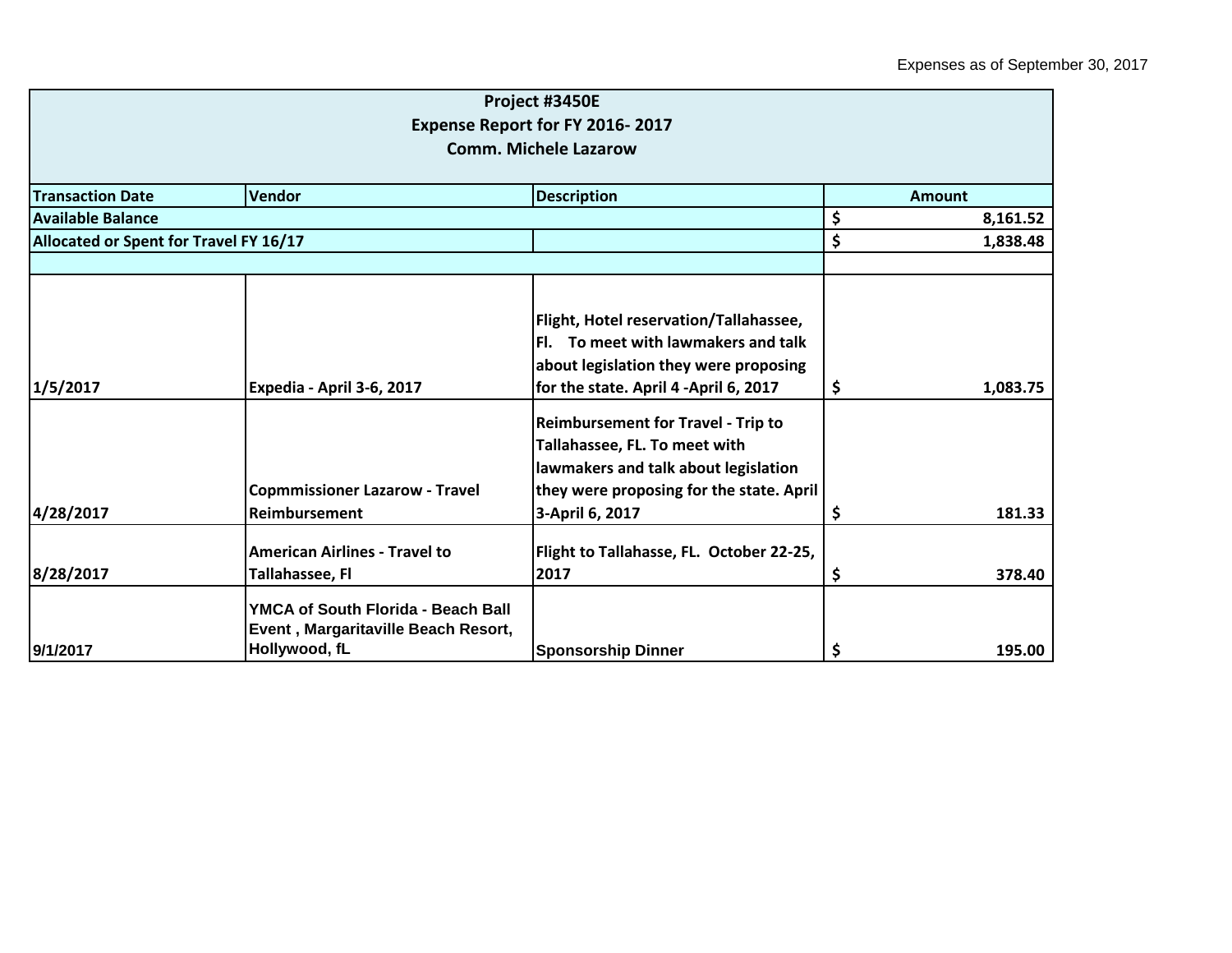Expenses as of September 30, 2017

| **Project #3450E<br>Expense Report for FY 2016- 2017<br>Comm. Michele Lazarow** | | | |
|---|---|---|---|
| **Transaction Date** | **Vendor** | **Description** | **Amount** |
| **Available Balance** | | | **$ 8,161.52** |
| **Allocated or Spent for Travel FY 16/17** | | | **$ 1,838.48** |
| | | | |
| **1/5/2017** | **Expedia - April 3-6, 2017** | **Flight, Hotel reservation/Tallahassee, Fl. To meet with lawmakers and talk about legislation they were proposing for the state. April 4 -April 6, 2017** | **$ 1,083.75** |
| **4/28/2017** | **Copmmissioner Lazarow - Travel Reimbursement** | **Reimbursement for Travel - Trip to Tallahassee, FL. To meet with lawmakers and talk about legislation they were proposing for the state. April 3-April 6, 2017** | **$ 181.33** |
| **8/28/2017** | **American Airlines - Travel to Tallahassee, Fl** | **Flight to Tallahasse, FL. October 22-25, 2017** | **$ 378.40** |
| **9/1/2017** | **YMCA of South Florida - Beach Ball Event , Margaritaville Beach Resort, Hollywood, fL** | **Sponsorship Dinner** | **$ 195.00** |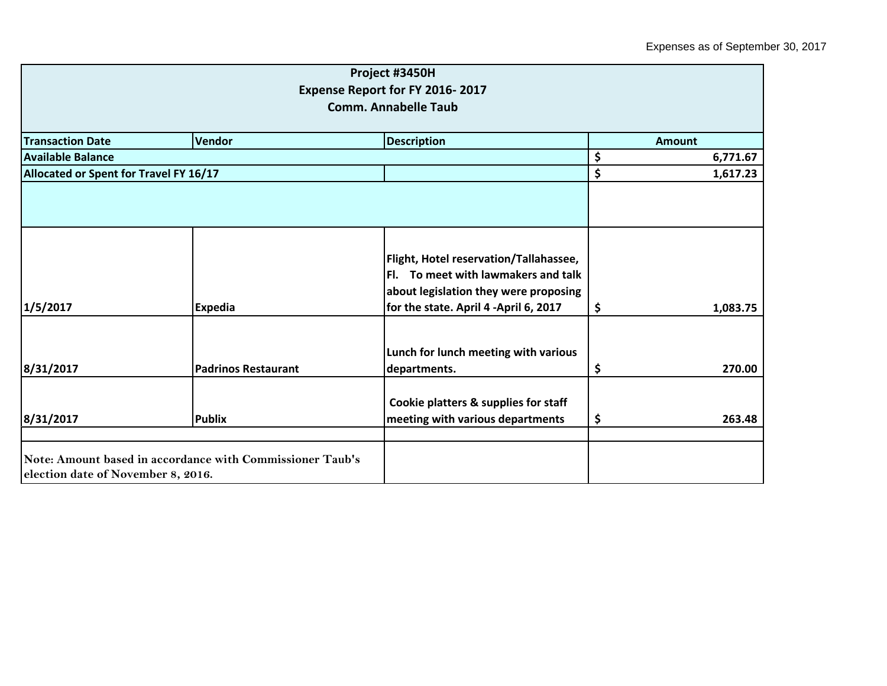Expenses as of September 30, 2017

| Project #3450H<br>Expense Report for FY 2016- 2017<br>Comm. Annabelle Taub | | | |
|---|---|---|---|
| **Transaction Date** | **Vendor** | **Description** | **Amount** |
| **Available Balance** | | | **$ 6,771.67** |
| **Allocated or Spent for Travel FY 16/17** | | | **$ 1,617.23** |
| | | | |
| **1/5/2017** | **Expedia** | **Flight, Hotel reservation/Tallahassee, Fl. To meet with lawmakers and talk about legislation they were proposing for the state. April 4 -April 6, 2017** | **$ 1,083.75** |
| **8/31/2017** | **Padrinos Restaurant** | **Lunch for lunch meeting with various departments.** | **$ 270.00** |
| **8/31/2017** | **Publix** | **Cookie platters & supplies for staff meeting with various departments** | **$ 263.48** |
| | | | |
| **Note: Amount based in accordance with Commissioner Taub's election date of November 8, 2016.** | | | |